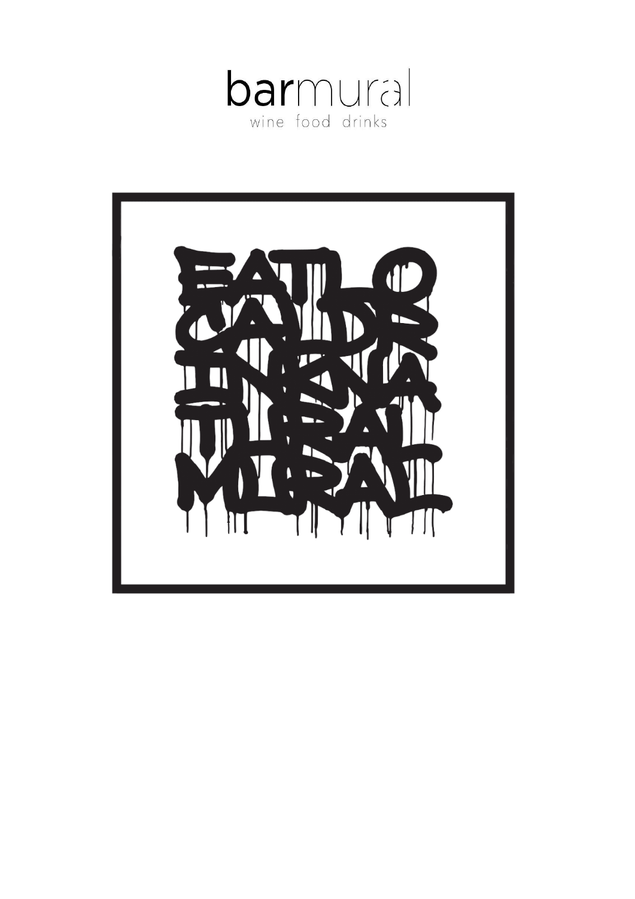barmural

wine food drinks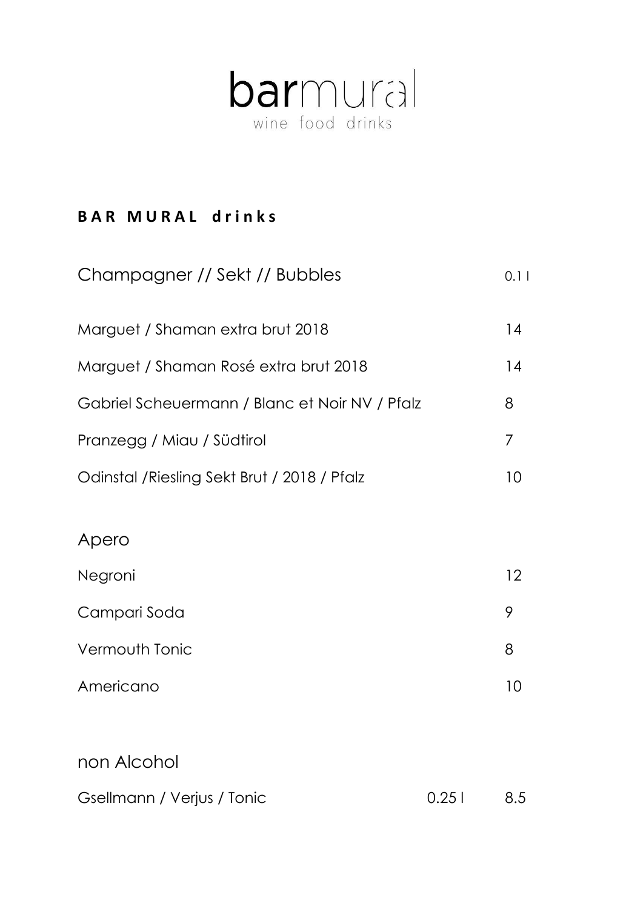# barmural

wine food drinks

**BAR MURAL drinks**

| Champagner // Sekt // Bubbles | | 0.1 l |
| --- | --- | --- |
| Marguet / Shaman extra brut 2018 | | 14 |
| Marguet / Shaman Rosé extra brut 2018 | | 14 |
| Gabriel Scheuermann / Blanc et Noir NV / Pfalz | | 8 |
| Pranzegg / Miau / Südtirol | | 7 |
| Odinstal /Riesling Sekt Brut / 2018 / Pfalz | | 10 |

| Apero | | |
| --- | --- | --- |
| Negroni | | 12 |
| Campari Soda | | 9 |
| Vermouth Tonic | | 8 |
| Americano | | 10 |

| non Alcohol | | |
| --- | --- | --- |
| Gsellmann / Verjus / Tonic | 0.25 l | 8.5 |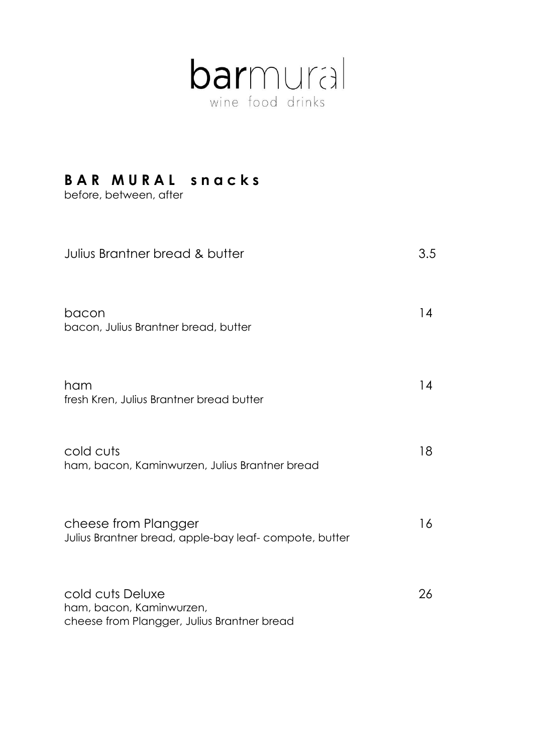# barmural

wine food drinks

## BAR MURAL snacks

before, between, after

| | |
|---|---|
| Julius Brantner bread & butter | 3.5 |
| bacon<br>bacon, Julius Brantner bread, butter | 14 |
| ham<br>fresh Kren, Julius Brantner bread butter | 14 |
| cold cuts<br>ham, bacon, Kaminwurzen, Julius Brantner bread | 18 |
| cheese from Plangger<br>Julius Brantner bread, apple-bay leaf- compote, butter | 16 |
| cold cuts Deluxe<br>ham, bacon, Kaminwurzen,<br>cheese from Plangger, Julius Brantner bread | 26 |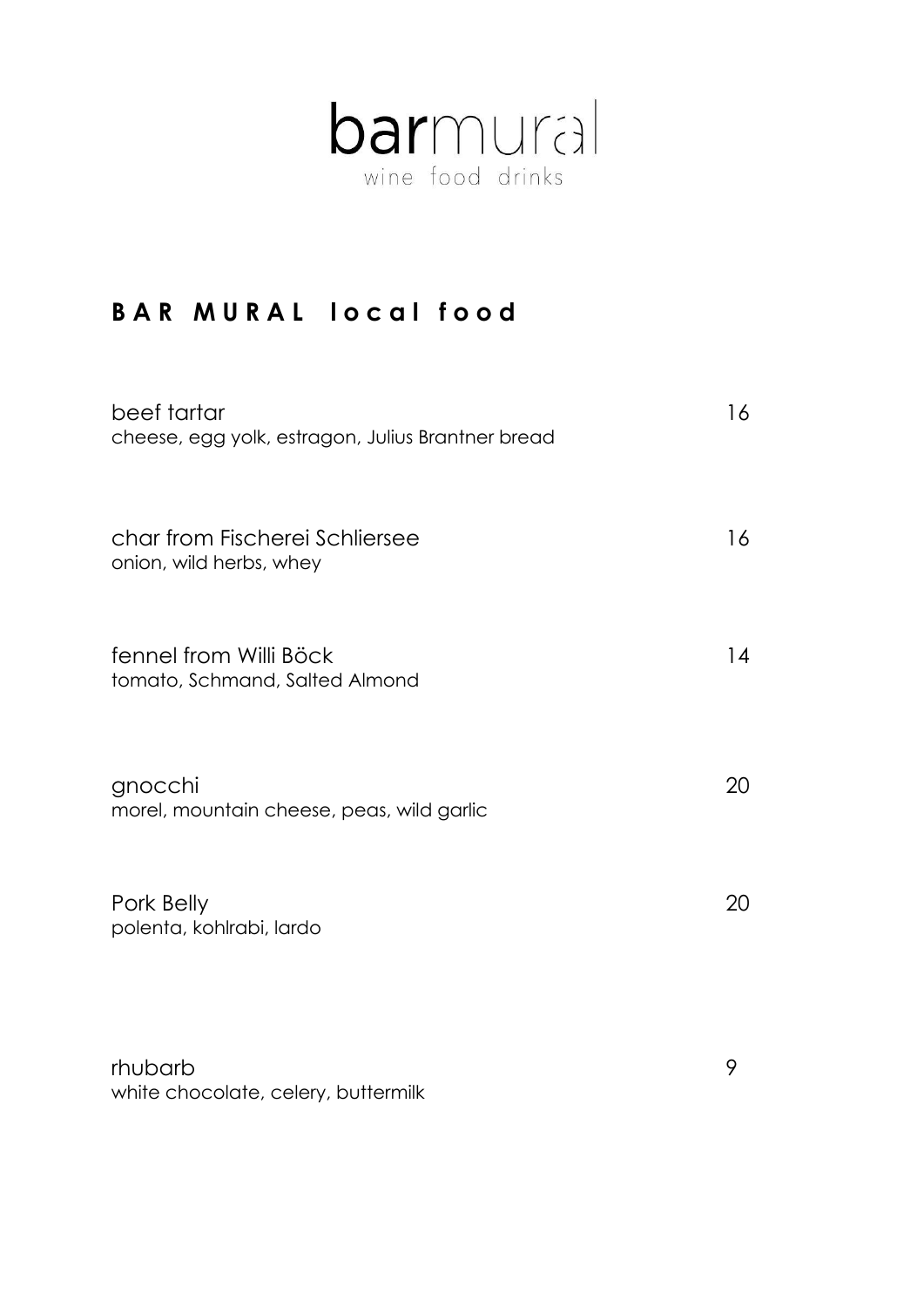# barmural

wine food drinks

## B A R M U R A L l o c a l f o o d

beef tartar 16
cheese, egg yolk, estragon, Julius Brantner bread

char from Fischerei Schliersee 16
onion, wild herbs, whey

fennel from Willi Böck 14
tomato, Schmand, Salted Almond

gnocchi 20
morel, mountain cheese, peas, wild garlic

Pork Belly 20
polenta, kohlrabi, lardo

rhubarb 9
white chocolate, celery, buttermilk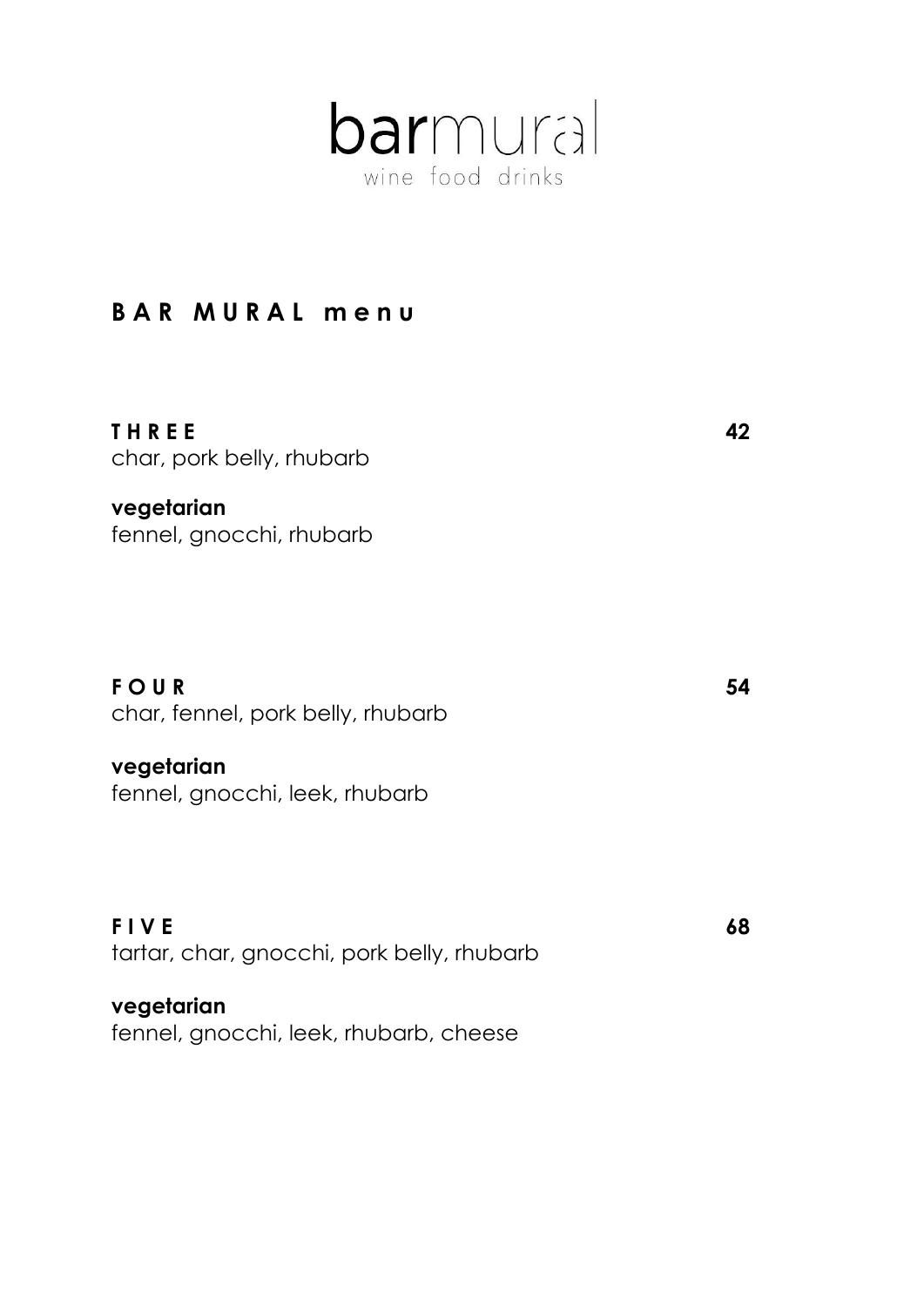barmural
wine food drinks

## B A R M U R A L m e n u

**T H R E E** **42**
char, pork belly, rhubarb

**vegetarian**
fennel, gnocchi, rhubarb

**F O U R** **54**
char, fennel, pork belly, rhubarb

**vegetarian**
fennel, gnocchi, leek, rhubarb

**F I V E** **68**
tartar, char, gnocchi, pork belly, rhubarb

**vegetarian**
fennel, gnocchi, leek, rhubarb, cheese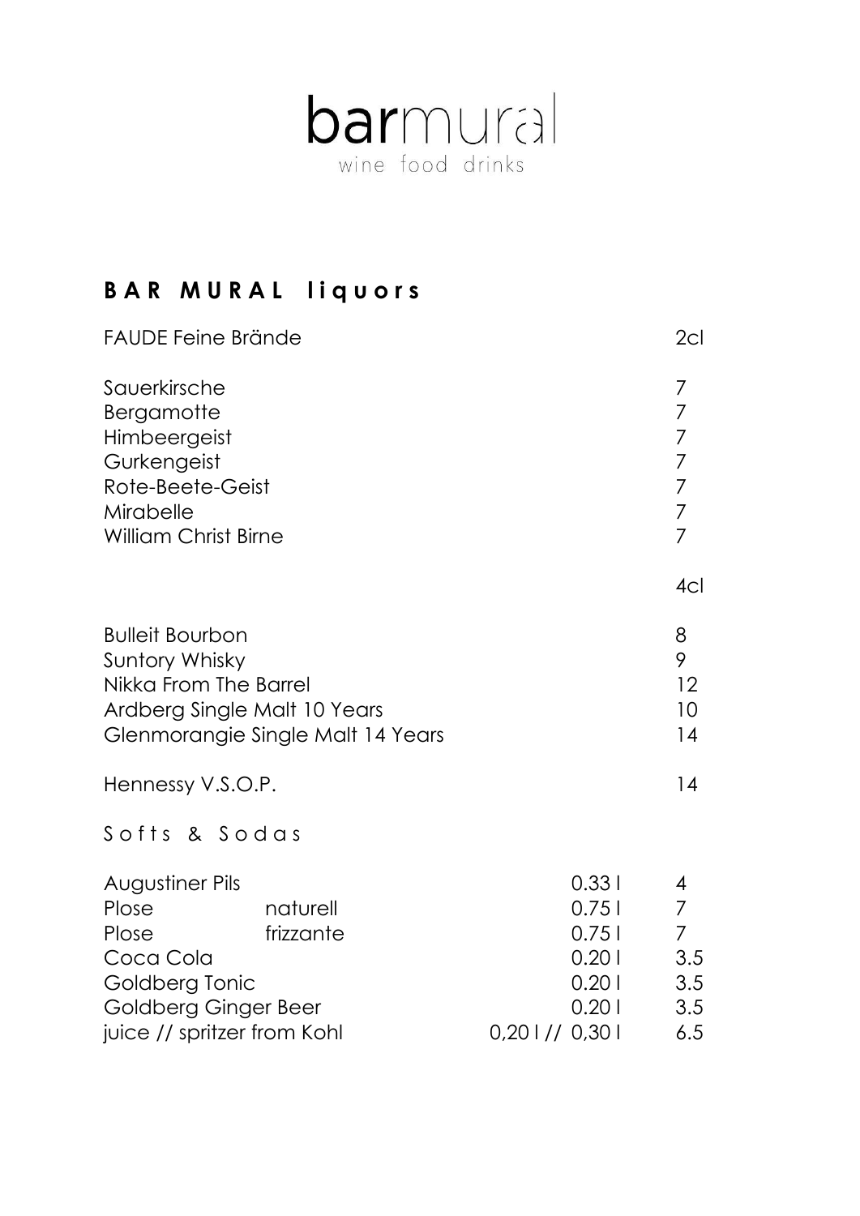# barmural

wine food drinks

## BAR MURAL liquors

| FAUDE Feine Brände | 2cl |
|---|---|
| Sauerkirsche | 7 |
| Bergamotte | 7 |
| Himbeergeist | 7 |
| Gurkengeist | 7 |
| Rote-Beete-Geist | 7 |
| Mirabelle | 7 |
| William Christ Birne | 7 |

| | 4cl |
|---|---|
| Bulleit Bourbon | 8 |
| Suntory Whisky | 9 |
| Nikka From The Barrel | 12 |
| Ardberg Single Malt 10 Years | 10 |
| Glenmorangie Single Malt 14 Years | 14 |
| Hennessy V.S.O.P. | 14 |

### Softs & Sodas

| | | | |
|---|---|---|---|
| Augustiner Pils | | 0.33 l | 4 |
| Plose | naturell | 0.75 l | 7 |
| Plose | frizzante | 0.75 l | 7 |
| Coca Cola | | 0.20 l | 3.5 |
| Goldberg Tonic | | 0.20 l | 3.5 |
| Goldberg Ginger Beer | | 0.20 l | 3.5 |
| juice // spritzer from Kohl | | 0,20 l // 0,30 l | 6.5 |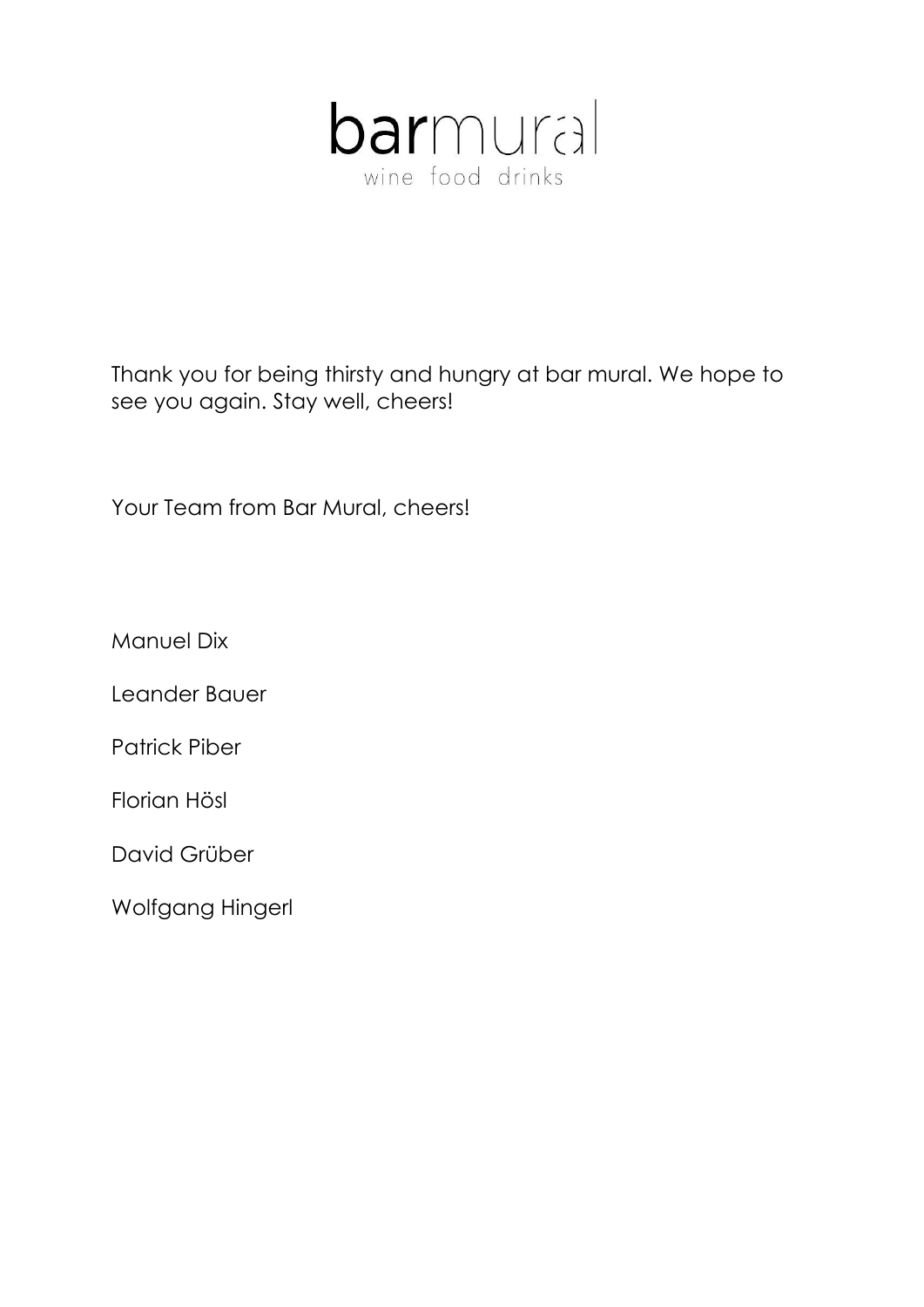# barmural

wine food drinks

Thank you for being thirsty and hungry at bar mural. We hope to see you again. Stay well, cheers!

Your Team from Bar Mural, cheers!

Manuel Dix

Leander Bauer

Patrick Piber

Florian Hösl

David Grüber

Wolfgang Hingerl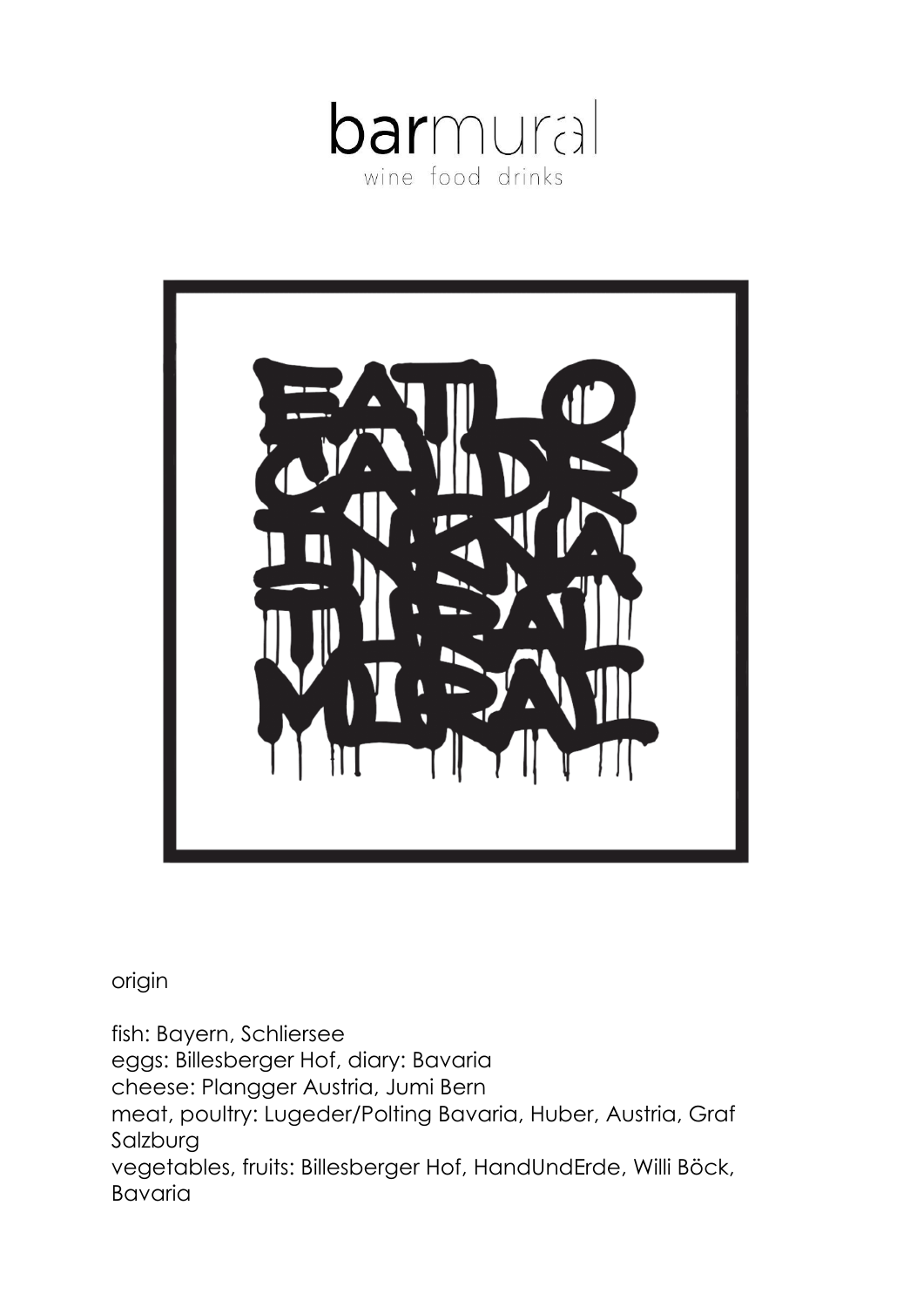# barmural

wine food drinks

origin

fish: Bayern, Schliersee
eggs: Billesberger Hof, diary: Bavaria
cheese: Plangger Austria, Jumi Bern
meat, poultry: Lugeder/Polting Bavaria, Huber, Austria, Graf Salzburg
vegetables, fruits: Billesberger Hof, HandUndErde, Willi Böck, Bavaria